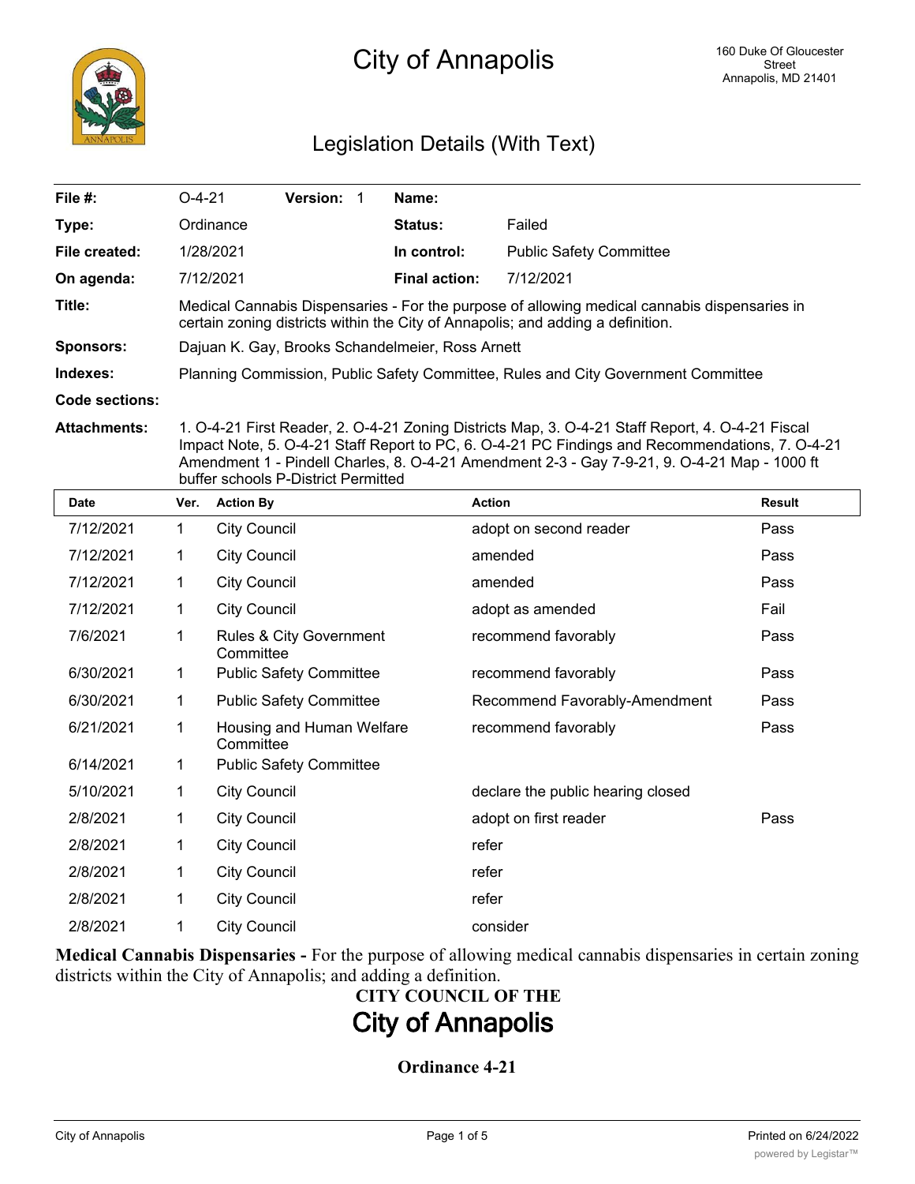# City of Annapolis

160 Duke Of Gloucester Street
Annapolis, MD 21401

## Legislation Details (With Text)

| | | | | | |
|---|---|---|---|---|---|
| **File #:** | O-4-21 | **Version:** 1 | | **Name:** | |
| **Type:** | Ordinance | | | **Status:** | Failed |
| **File created:** | 1/28/2021 | | | **In control:** | Public Safety Committee |
| **On agenda:** | 7/12/2021 | | | **Final action:** | 7/12/2021 |

**Title:** Medical Cannabis Dispensaries - For the purpose of allowing medical cannabis dispensaries in certain zoning districts within the City of Annapolis; and adding a definition.

**Sponsors:** Dajuan K. Gay, Brooks Schandelmeier, Ross Arnett

**Indexes:** Planning Commission, Public Safety Committee, Rules and City Government Committee

**Code sections:**

**Attachments:** 1. O-4-21 First Reader, 2. O-4-21 Zoning Districts Map, 3. O-4-21 Staff Report, 4. O-4-21 Fiscal Impact Note, 5. O-4-21 Staff Report to PC, 6. O-4-21 PC Findings and Recommendations, 7. O-4-21 Amendment 1 - Pindell Charles, 8. O-4-21 Amendment 2-3 - Gay 7-9-21, 9. O-4-21 Map - 1000 ft buffer schools P-District Permitted

| Date | Ver. | Action By | Action | Result |
|---|---|---|---|---|
| 7/12/2021 | 1 | City Council | adopt on second reader | Pass |
| 7/12/2021 | 1 | City Council | amended | Pass |
| 7/12/2021 | 1 | City Council | amended | Pass |
| 7/12/2021 | 1 | City Council | adopt as amended | Fail |
| 7/6/2021 | 1 | Rules & City Government Committee | recommend favorably | Pass |
| 6/30/2021 | 1 | Public Safety Committee | recommend favorably | Pass |
| 6/30/2021 | 1 | Public Safety Committee | Recommend Favorably-Amendment | Pass |
| 6/21/2021 | 1 | Housing and Human Welfare Committee | recommend favorably | Pass |
| 6/14/2021 | 1 | Public Safety Committee | | |
| 5/10/2021 | 1 | City Council | declare the public hearing closed | |
| 2/8/2021 | 1 | City Council | adopt on first reader | Pass |
| 2/8/2021 | 1 | City Council | refer | |
| 2/8/2021 | 1 | City Council | refer | |
| 2/8/2021 | 1 | City Council | refer | |
| 2/8/2021 | 1 | City Council | consider | |

**Medical Cannabis Dispensaries -** For the purpose of allowing medical cannabis dispensaries in certain zoning districts within the City of Annapolis; and adding a definition.

**CITY COUNCIL OF THE**

**City of Annapolis**

**Ordinance 4-21**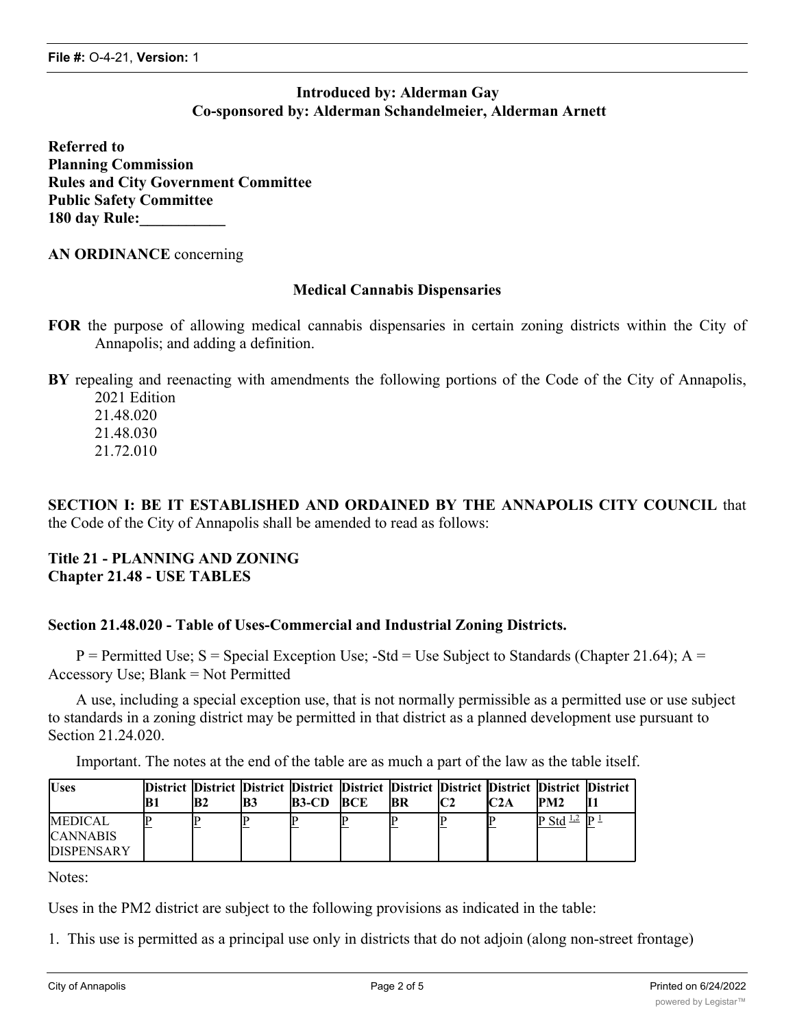**Introduced by: Alderman Gay**
**Co-sponsored by: Alderman Schandelmeier, Alderman Arnett**

**Referred to**
**Planning Commission**
**Rules and City Government Committee**
**Public Safety Committee**
**180 day Rule:___________**

**AN ORDINANCE** concerning

**Medical Cannabis Dispensaries**

**FOR** the purpose of allowing medical cannabis dispensaries in certain zoning districts within the City of Annapolis; and adding a definition.

**BY** repealing and reenacting with amendments the following portions of the Code of the City of Annapolis, 2021 Edition
21.48.020
21.48.030
21.72.010

**SECTION I: BE IT ESTABLISHED AND ORDAINED BY THE ANNAPOLIS CITY COUNCIL** that the Code of the City of Annapolis shall be amended to read as follows:

**Title 21 - PLANNING AND ZONING**
**Chapter 21.48 - USE TABLES**

**Section 21.48.020 - Table of Uses-Commercial and Industrial Zoning Districts.**

P = Permitted Use; S = Special Exception Use; -Std = Use Subject to Standards (Chapter 21.64); A = Accessory Use; Blank = Not Permitted

A use, including a special exception use, that is not normally permissible as a permitted use or use subject to standards in a zoning district may be permitted in that district as a planned development use pursuant to Section 21.24.020.

Important. The notes at the end of the table are as much a part of the law as the table itself.

| Uses | District B1 | District B2 | District B3 | District B3-CD | District BCE | District BR | District C2 | District C2A | District PM2 | District I1 |
|---|---|---|---|---|---|---|---|---|---|---|
| MEDICAL CANNABIS DISPENSARY | P | P | P | P | P | P | P | P | P Std [1,2] | P [1] |

Notes:

Uses in the PM2 district are subject to the following provisions as indicated in the table:

1. This use is permitted as a principal use only in districts that do not adjoin (along non-street frontage)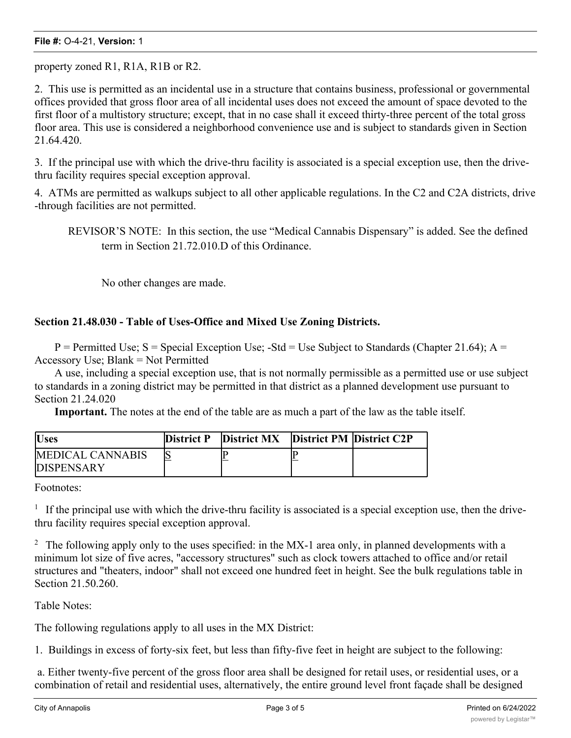property zoned R1, R1A, R1B or R2.

2. This use is permitted as an incidental use in a structure that contains business, professional or governmental offices provided that gross floor area of all incidental uses does not exceed the amount of space devoted to the first floor of a multistory structure; except, that in no case shall it exceed thirty-three percent of the total gross floor area. This use is considered a neighborhood convenience use and is subject to standards given in Section 21.64.420.

3. If the principal use with which the drive-thru facility is associated is a special exception use, then the drive-thru facility requires special exception approval.

4. ATMs are permitted as walkups subject to all other applicable regulations. In the C2 and C2A districts, drive-through facilities are not permitted.

REVISOR'S NOTE: In this section, the use "Medical Cannabis Dispensary" is added. See the defined term in Section 21.72.010.D of this Ordinance.

No other changes are made.

**Section 21.48.030 - Table of Uses-Office and Mixed Use Zoning Districts.**

P = Permitted Use; S = Special Exception Use; -Std = Use Subject to Standards (Chapter 21.64); A = Accessory Use; Blank = Not Permitted

A use, including a special exception use, that is not normally permissible as a permitted use or use subject to standards in a zoning district may be permitted in that district as a planned development use pursuant to Section 21.24.020

**Important.** The notes at the end of the table are as much a part of the law as the table itself.

| Uses | District P | District MX | District PM | District C2P |
| --- | --- | --- | --- | --- |
| MEDICAL CANNABIS DISPENSARY | S | P | P | |

Footnotes:

[1] If the principal use with which the drive-thru facility is associated is a special exception use, then the drive-thru facility requires special exception approval.

[2] The following apply only to the uses specified: in the MX-1 area only, in planned developments with a minimum lot size of five acres, "accessory structures" such as clock towers attached to office and/or retail structures and "theaters, indoor" shall not exceed one hundred feet in height. See the bulk regulations table in Section 21.50.260.

Table Notes:

The following regulations apply to all uses in the MX District:

1. Buildings in excess of forty-six feet, but less than fifty-five feet in height are subject to the following:

a. Either twenty-five percent of the gross floor area shall be designed for retail uses, or residential uses, or a combination of retail and residential uses, alternatively, the entire ground level front façade shall be designed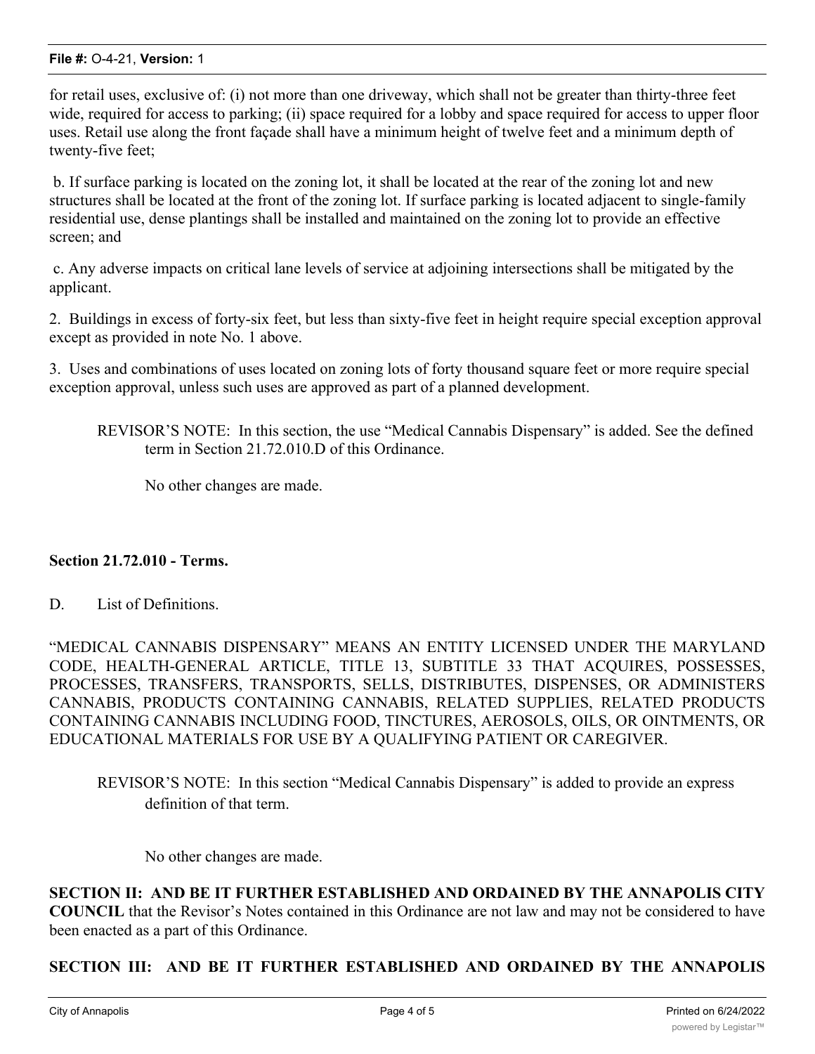for retail uses, exclusive of: (i) not more than one driveway, which shall not be greater than thirty-three feet wide, required for access to parking; (ii) space required for a lobby and space required for access to upper floor uses. Retail use along the front façade shall have a minimum height of twelve feet and a minimum depth of twenty-five feet;

b. If surface parking is located on the zoning lot, it shall be located at the rear of the zoning lot and new structures shall be located at the front of the zoning lot. If surface parking is located adjacent to single-family residential use, dense plantings shall be installed and maintained on the zoning lot to provide an effective screen; and

c. Any adverse impacts on critical lane levels of service at adjoining intersections shall be mitigated by the applicant.

2. Buildings in excess of forty-six feet, but less than sixty-five feet in height require special exception approval except as provided in note No. 1 above.

3. Uses and combinations of uses located on zoning lots of forty thousand square feet or more require special exception approval, unless such uses are approved as part of a planned development.

> REVISOR'S NOTE: In this section, the use "Medical Cannabis Dispensary" is added. See the defined term in Section 21.72.010.D of this Ordinance.
>
> No other changes are made.

**Section 21.72.010 - Terms.**

D. List of Definitions.

"MEDICAL CANNABIS DISPENSARY" MEANS AN ENTITY LICENSED UNDER THE MARYLAND CODE, HEALTH-GENERAL ARTICLE, TITLE 13, SUBTITLE 33 THAT ACQUIRES, POSSESSES, PROCESSES, TRANSFERS, TRANSPORTS, SELLS, DISTRIBUTES, DISPENSES, OR ADMINISTERS CANNABIS, PRODUCTS CONTAINING CANNABIS, RELATED SUPPLIES, RELATED PRODUCTS CONTAINING CANNABIS INCLUDING FOOD, TINCTURES, AEROSOLS, OILS, OR OINTMENTS, OR EDUCATIONAL MATERIALS FOR USE BY A QUALIFYING PATIENT OR CAREGIVER.

> REVISOR'S NOTE: In this section "Medical Cannabis Dispensary" is added to provide an express definition of that term.
>
> No other changes are made.

**SECTION II: AND BE IT FURTHER ESTABLISHED AND ORDAINED BY THE ANNAPOLIS CITY COUNCIL** that the Revisor's Notes contained in this Ordinance are not law and may not be considered to have been enacted as a part of this Ordinance.

**SECTION III: AND BE IT FURTHER ESTABLISHED AND ORDAINED BY THE ANNAPOLIS**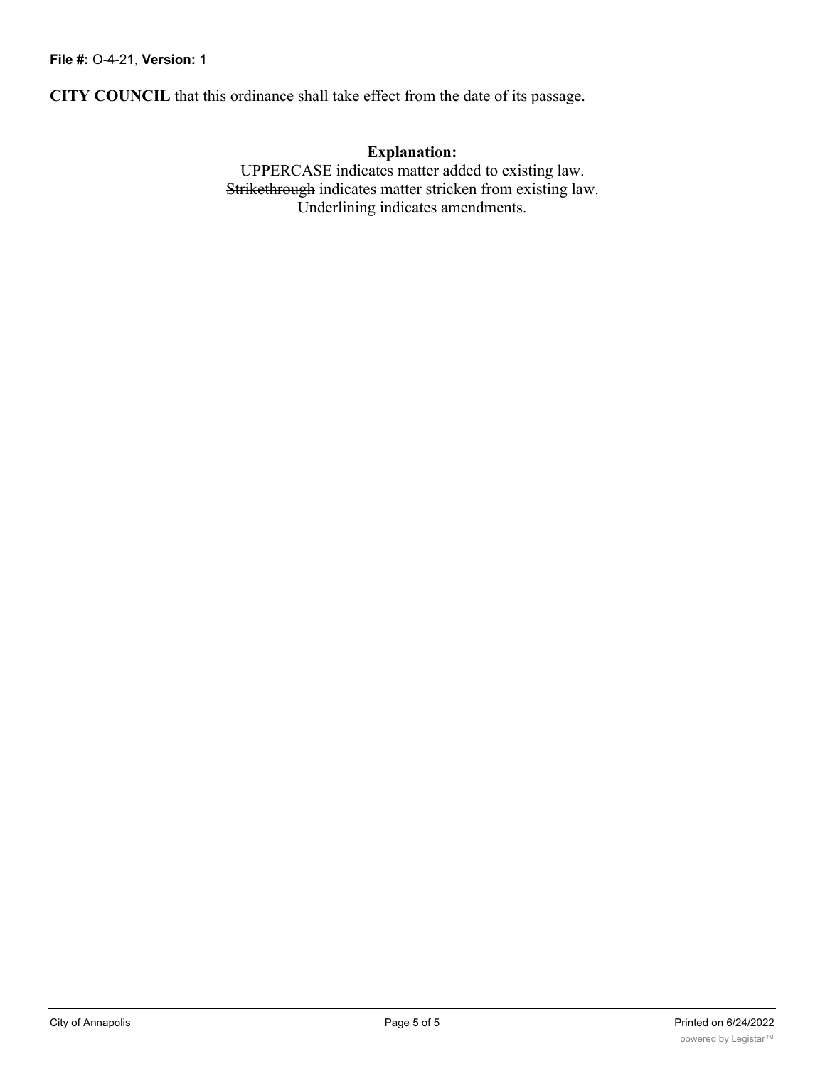**CITY COUNCIL** that this ordinance shall take effect from the date of its passage.

**Explanation:**

UPPERCASE indicates matter added to existing law.
~~Strikethrough~~ indicates matter stricken from existing law.
<u>Underlining</u> indicates amendments.